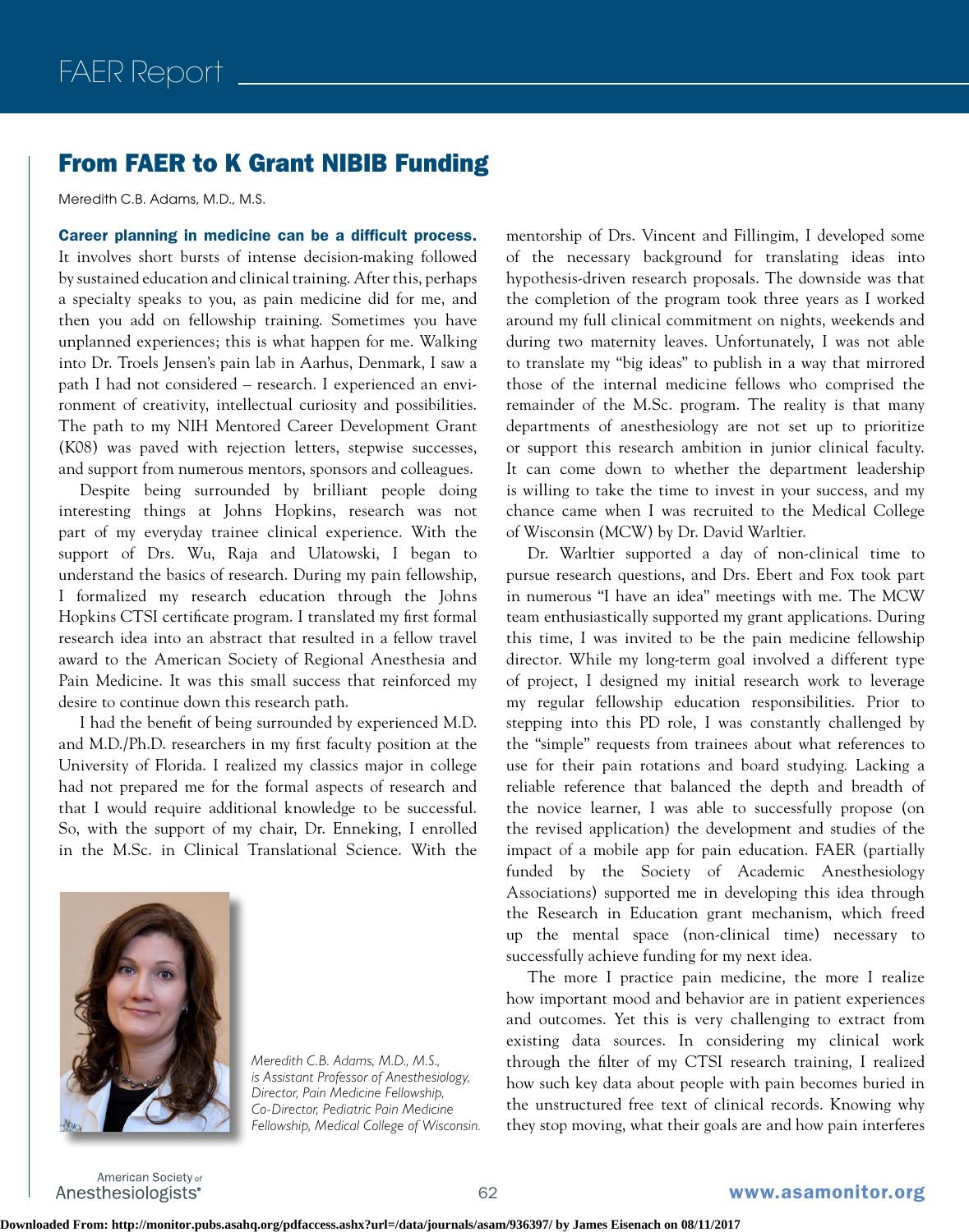# From FAER to K Grant NIBIB Funding

Meredith C.B. Adams, M.D., M.S.

**Career planning in medicine can be a difficult process.** It involves short bursts of intense decision-making followed by sustained education and clinical training. After this, perhaps a specialty speaks to you, as pain medicine did for me, and then you add on fellowship training. Sometimes you have unplanned experiences; this is what happen for me. Walking into Dr. Troels Jensen's pain lab in Aarhus, Denmark, I saw a path I had not considered – research. I experienced an environment of creativity, intellectual curiosity and possibilities. The path to my NIH Mentored Career Development Grant (K08) was paved with rejection letters, stepwise successes, and support from numerous mentors, sponsors and colleagues.

Despite being surrounded by brilliant people doing interesting things at Johns Hopkins, research was not part of my everyday trainee clinical experience. With the support of Drs. Wu, Raja and Ulatowski, I began to understand the basics of research. During my pain fellowship, I formalized my research education through the Johns Hopkins CTSI certificate program. I translated my first formal research idea into an abstract that resulted in a fellow travel award to the American Society of Regional Anesthesia and Pain Medicine. It was this small success that reinforced my desire to continue down this research path.

I had the benefit of being surrounded by experienced M.D. and M.D./Ph.D. researchers in my first faculty position at the University of Florida. I realized my classics major in college had not prepared me for the formal aspects of research and that I would require additional knowledge to be successful. So, with the support of my chair, Dr. Enneking, I enrolled in the M.Sc. in Clinical Translational Science. With the mentorship of Drs. Vincent and Fillingim, I developed some of the necessary background for translating ideas into hypothesis-driven research proposals. The downside was that the completion of the program took three years as I worked around my full clinical commitment on nights, weekends and during two maternity leaves. Unfortunately, I was not able to translate my "big ideas" to publish in a way that mirrored those of the internal medicine fellows who comprised the remainder of the M.Sc. program. The reality is that many departments of anesthesiology are not set up to prioritize or support this research ambition in junior clinical faculty. It can come down to whether the department leadership is willing to take the time to invest in your success, and my chance came when I was recruited to the Medical College of Wisconsin (MCW) by Dr. David Warltier.

*Meredith C.B. Adams, M.D., M.S., is Assistant Professor of Anesthesiology, Director, Pain Medicine Fellowship, Co-Director, Pediatric Pain Medicine Fellowship, Medical College of Wisconsin.*

Dr. Warltier supported a day of non-clinical time to pursue research questions, and Drs. Ebert and Fox took part in numerous "I have an idea" meetings with me. The MCW team enthusiastically supported my grant applications. During this time, I was invited to be the pain medicine fellowship director. While my long-term goal involved a different type of project, I designed my initial research work to leverage my regular fellowship education responsibilities. Prior to stepping into this PD role, I was constantly challenged by the "simple" requests from trainees about what references to use for their pain rotations and board studying. Lacking a reliable reference that balanced the depth and breadth of the novice learner, I was able to successfully propose (on the revised application) the development and studies of the impact of a mobile app for pain education. FAER (partially funded by the Society of Academic Anesthesiology Associations) supported me in developing this idea through the Research in Education grant mechanism, which freed up the mental space (non-clinical time) necessary to successfully achieve funding for my next idea.

The more I practice pain medicine, the more I realize how important mood and behavior are in patient experiences and outcomes. Yet this is very challenging to extract from existing data sources. In considering my clinical work through the filter of my CTSI research training, I realized how such key data about people with pain becomes buried in the unstructured free text of clinical records. Knowing why they stop moving, what their goals are and how pain interferes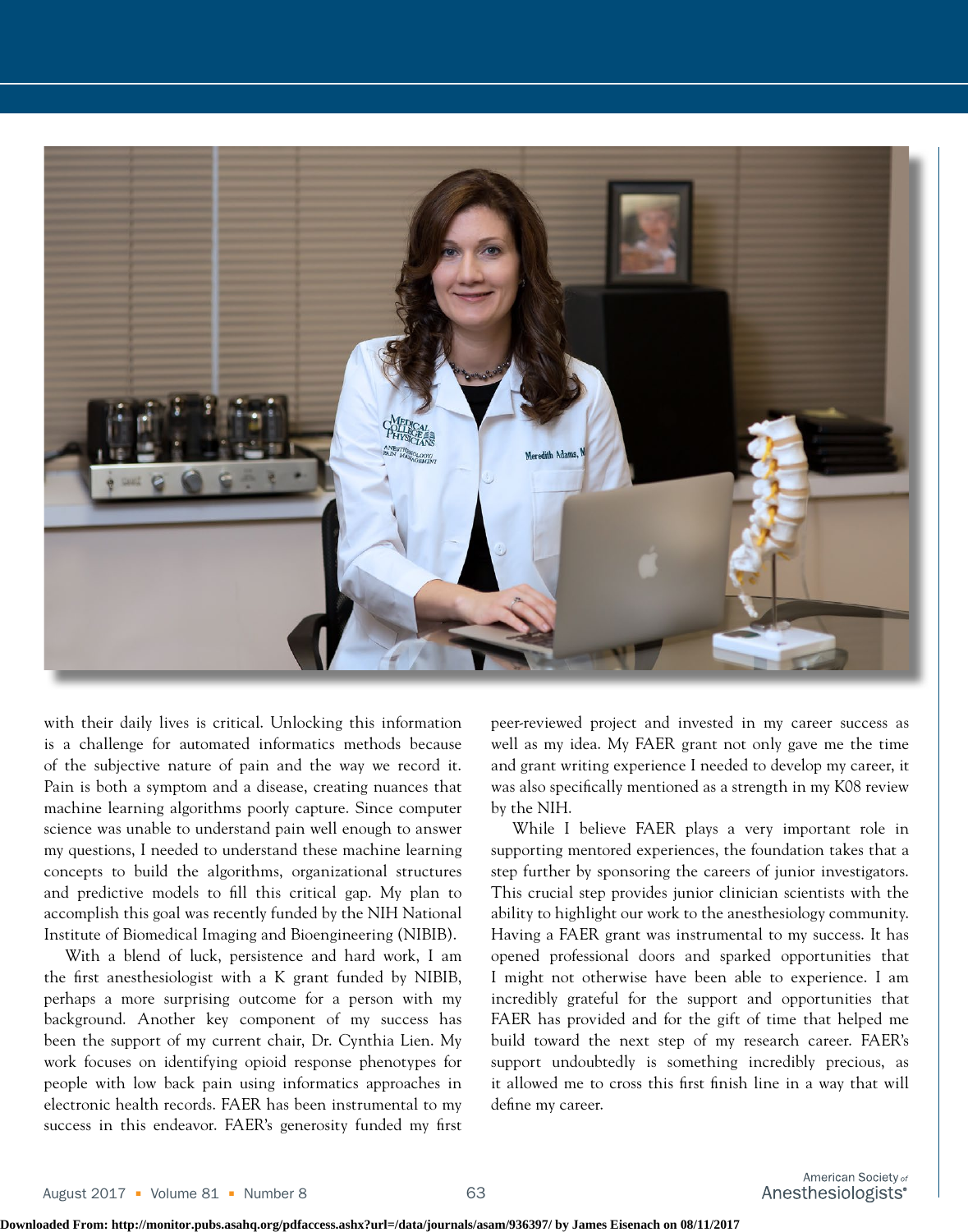with their daily lives is critical. Unlocking this information is a challenge for automated informatics methods because of the subjective nature of pain and the way we record it. Pain is both a symptom and a disease, creating nuances that machine learning algorithms poorly capture. Since computer science was unable to understand pain well enough to answer my questions, I needed to understand these machine learning concepts to build the algorithms, organizational structures and predictive models to fill this critical gap. My plan to accomplish this goal was recently funded by the NIH National Institute of Biomedical Imaging and Bioengineering (NIBIB).

With a blend of luck, persistence and hard work, I am the first anesthesiologist with a K grant funded by NIBIB, perhaps a more surprising outcome for a person with my background. Another key component of my success has been the support of my current chair, Dr. Cynthia Lien. My work focuses on identifying opioid response phenotypes for people with low back pain using informatics approaches in electronic health records. FAER has been instrumental to my success in this endeavor. FAER's generosity funded my first peer-reviewed project and invested in my career success as well as my idea. My FAER grant not only gave me the time and grant writing experience I needed to develop my career, it was also specifically mentioned as a strength in my K08 review by the NIH.

While I believe FAER plays a very important role in supporting mentored experiences, the foundation takes that a step further by sponsoring the careers of junior investigators. This crucial step provides junior clinician scientists with the ability to highlight our work to the anesthesiology community. Having a FAER grant was instrumental to my success. It has opened professional doors and sparked opportunities that I might not otherwise have been able to experience. I am incredibly grateful for the support and opportunities that FAER has provided and for the gift of time that helped me build toward the next step of my research career. FAER's support undoubtedly is something incredibly precious, as it allowed me to cross this first finish line in a way that will define my career.